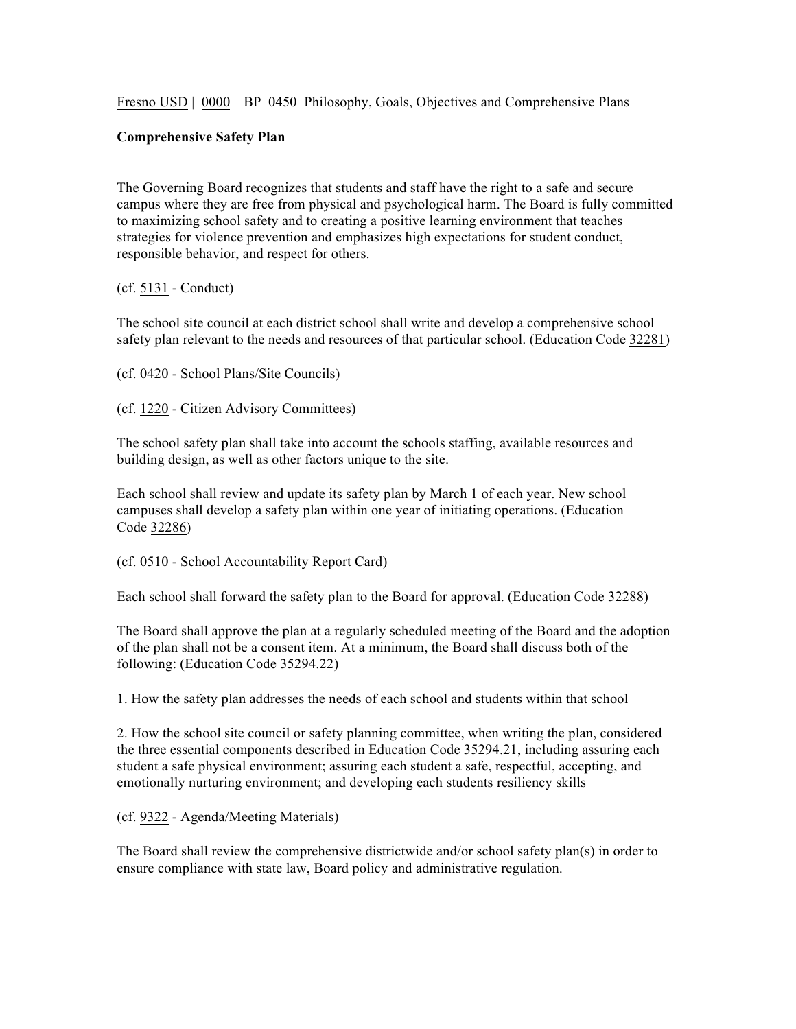Fresno USD | 0000 | BP 0450 Philosophy, Goals, Objectives and Comprehensive Plans

**Comprehensive Safety Plan**

The Governing Board recognizes that students and staff have the right to a safe and secure campus where they are free from physical and psychological harm. The Board is fully committed to maximizing school safety and to creating a positive learning environment that teaches strategies for violence prevention and emphasizes high expectations for student conduct, responsible behavior, and respect for others.

(cf. 5131 - Conduct)

The school site council at each district school shall write and develop a comprehensive school safety plan relevant to the needs and resources of that particular school. (Education Code 32281)

(cf. 0420 - School Plans/Site Councils)

(cf. 1220 - Citizen Advisory Committees)

The school safety plan shall take into account the schools staffing, available resources and building design, as well as other factors unique to the site.

Each school shall review and update its safety plan by March 1 of each year. New school campuses shall develop a safety plan within one year of initiating operations. (Education Code 32286)

(cf. 0510 - School Accountability Report Card)

Each school shall forward the safety plan to the Board for approval. (Education Code 32288)

The Board shall approve the plan at a regularly scheduled meeting of the Board and the adoption of the plan shall not be a consent item. At a minimum, the Board shall discuss both of the following: (Education Code 35294.22)

1. How the safety plan addresses the needs of each school and students within that school

2. How the school site council or safety planning committee, when writing the plan, considered the three essential components described in Education Code 35294.21, including assuring each student a safe physical environment; assuring each student a safe, respectful, accepting, and emotionally nurturing environment; and developing each students resiliency skills

(cf. 9322 - Agenda/Meeting Materials)

The Board shall review the comprehensive districtwide and/or school safety plan(s) in order to ensure compliance with state law, Board policy and administrative regulation.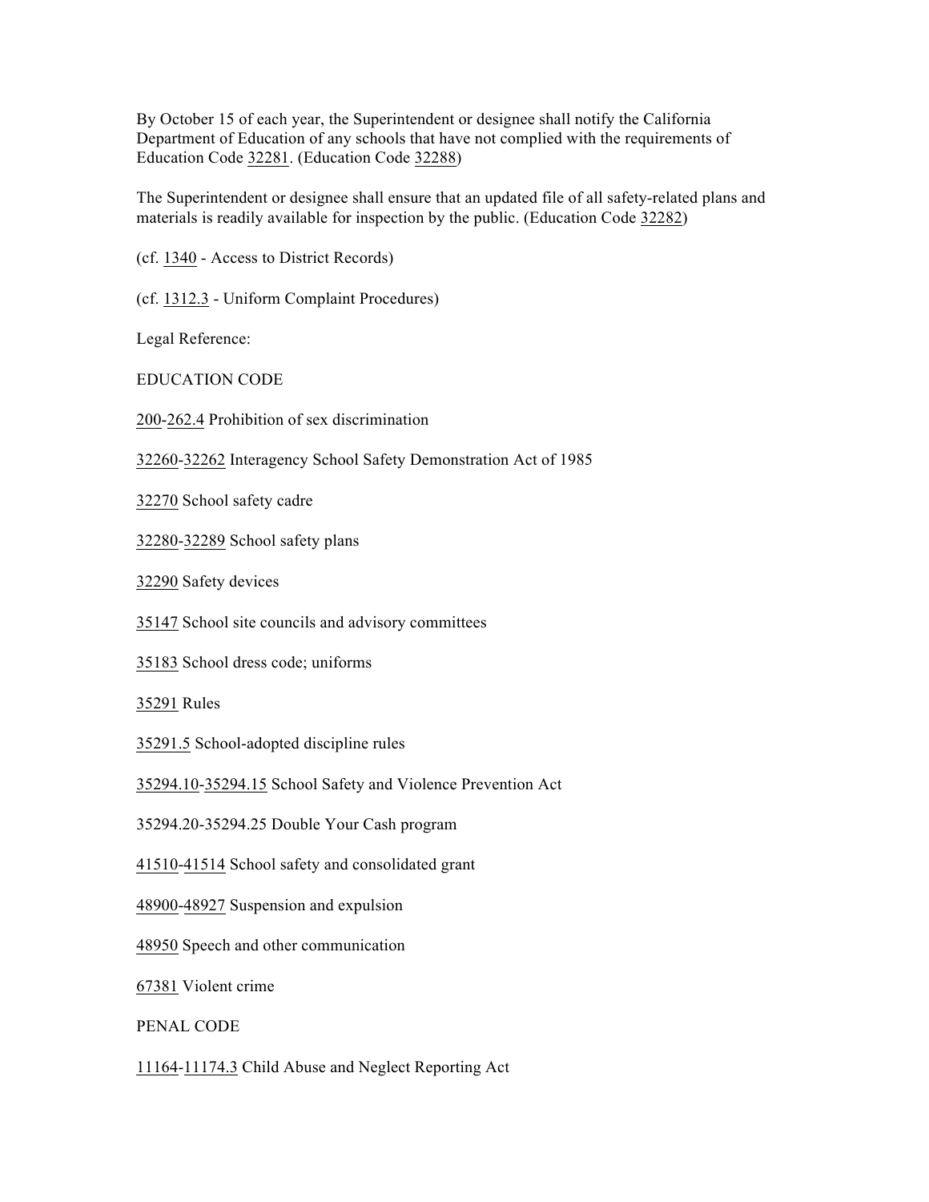By October 15 of each year, the Superintendent or designee shall notify the California Department of Education of any schools that have not complied with the requirements of Education Code 32281. (Education Code 32288)

The Superintendent or designee shall ensure that an updated file of all safety-related plans and materials is readily available for inspection by the public. (Education Code 32282)

(cf. 1340 - Access to District Records)

(cf. 1312.3 - Uniform Complaint Procedures)

Legal Reference:

EDUCATION CODE

200-262.4 Prohibition of sex discrimination

32260-32262 Interagency School Safety Demonstration Act of 1985

32270 School safety cadre

32280-32289 School safety plans

32290 Safety devices

35147 School site councils and advisory committees

35183 School dress code; uniforms

35291 Rules

35291.5 School-adopted discipline rules

35294.10-35294.15 School Safety and Violence Prevention Act

35294.20-35294.25 Double Your Cash program

41510-41514 School safety and consolidated grant

48900-48927 Suspension and expulsion

48950 Speech and other communication

67381 Violent crime

PENAL CODE

11164-11174.3 Child Abuse and Neglect Reporting Act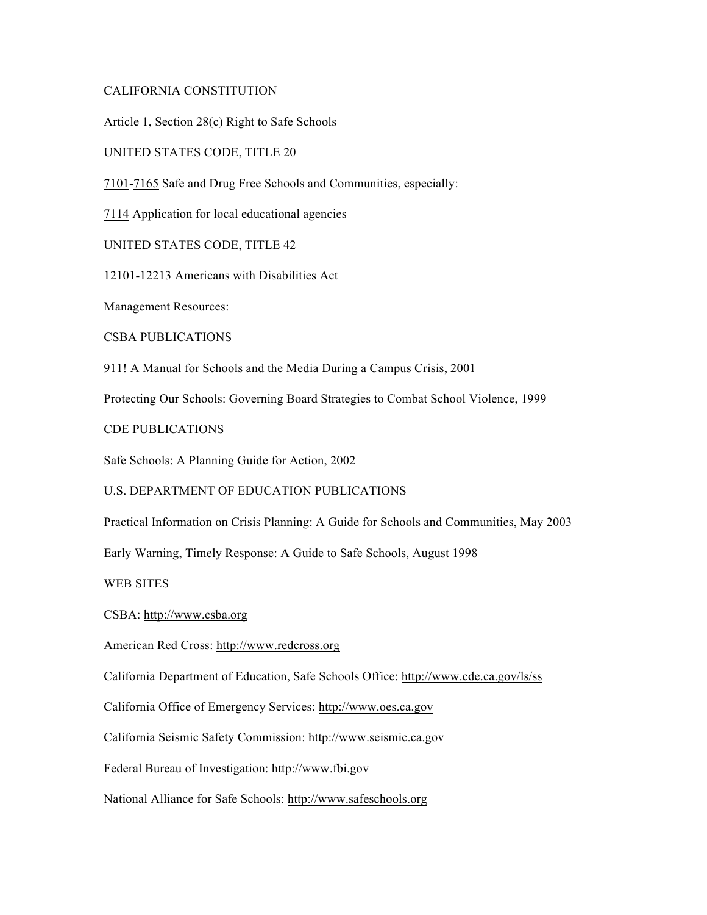CALIFORNIA CONSTITUTION

Article 1, Section 28(c) Right to Safe Schools

UNITED STATES CODE, TITLE 20

7101-7165 Safe and Drug Free Schools and Communities, especially:

7114 Application for local educational agencies

UNITED STATES CODE, TITLE 42

12101-12213 Americans with Disabilities Act

Management Resources:

CSBA PUBLICATIONS

911! A Manual for Schools and the Media During a Campus Crisis, 2001

Protecting Our Schools: Governing Board Strategies to Combat School Violence, 1999

CDE PUBLICATIONS

Safe Schools: A Planning Guide for Action, 2002

U.S. DEPARTMENT OF EDUCATION PUBLICATIONS

Practical Information on Crisis Planning: A Guide for Schools and Communities, May 2003

Early Warning, Timely Response: A Guide to Safe Schools, August 1998

WEB SITES

CSBA: http://www.csba.org

American Red Cross: http://www.redcross.org

California Department of Education, Safe Schools Office: http://www.cde.ca.gov/ls/ss

California Office of Emergency Services: http://www.oes.ca.gov

California Seismic Safety Commission: http://www.seismic.ca.gov

Federal Bureau of Investigation: http://www.fbi.gov

National Alliance for Safe Schools: http://www.safeschools.org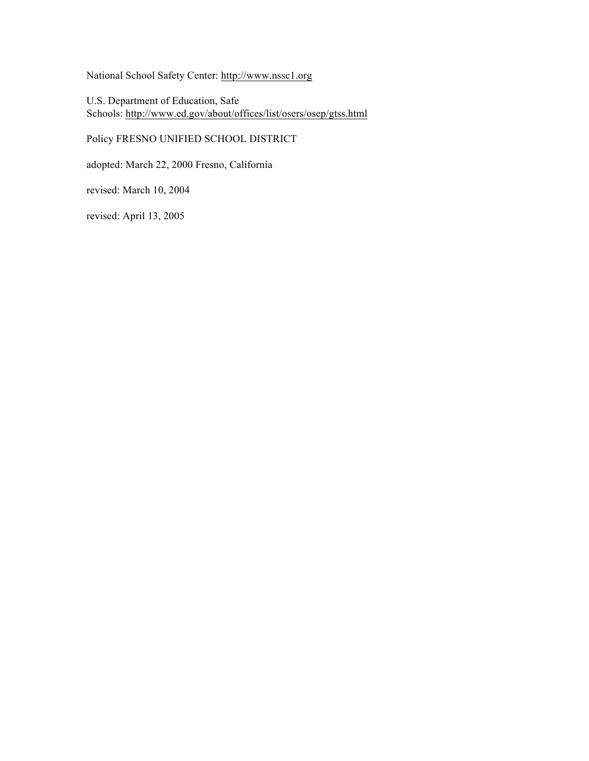National School Safety Center: http://www.nssc1.org

U.S. Department of Education, Safe
Schools: http://www.ed.gov/about/offices/list/osers/osep/gtss.html

Policy FRESNO UNIFIED SCHOOL DISTRICT

adopted: March 22, 2000 Fresno, California

revised: March 10, 2004

revised: April 13, 2005